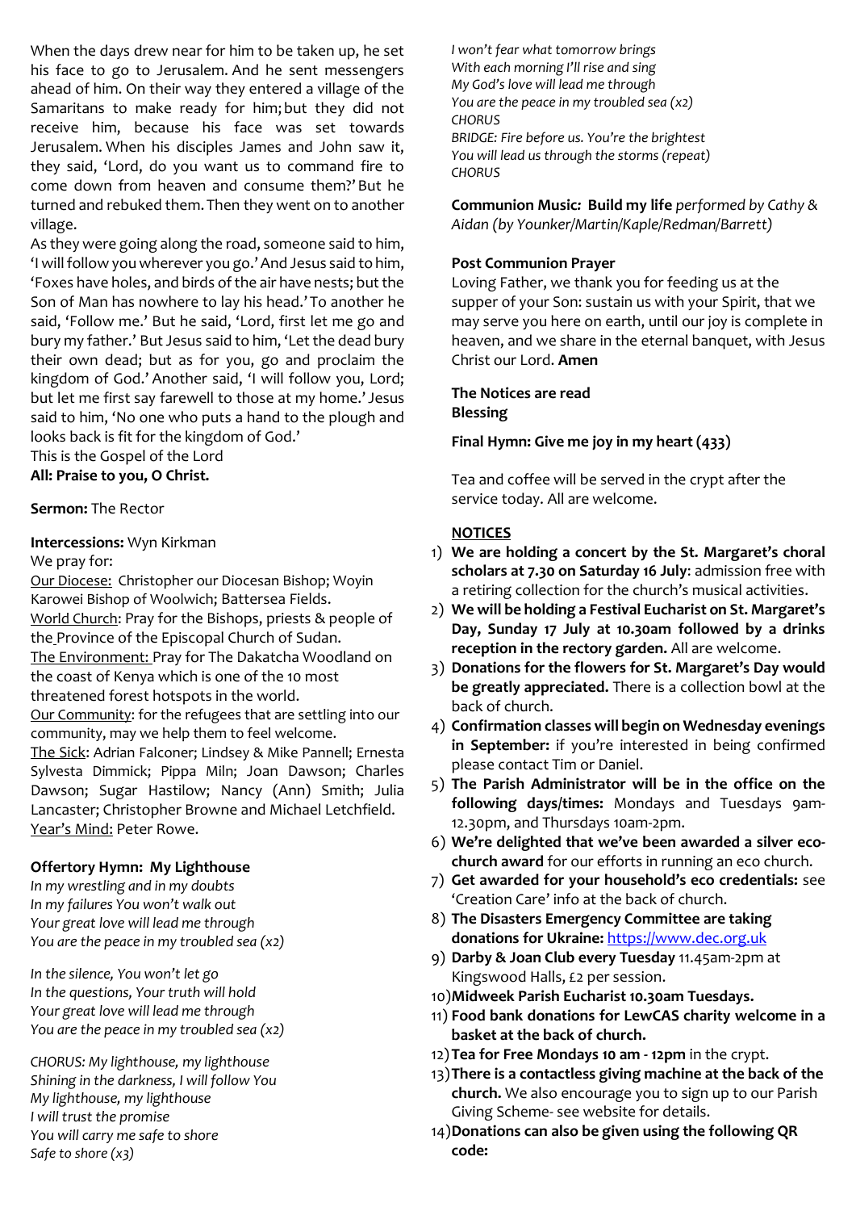When the days drew near for him to be taken up, he set his face to go to Jerusalem. And he sent messengers ahead of him. On their way they entered a village of the Samaritans to make ready for him; but they did not receive him, because his face was set towards Jerusalem. When his disciples James and John saw it, they said, 'Lord, do you want us to command fire to come down from heaven and consume them?' But he turned and rebuked them. Then they went on to another village.

As they were going along the road, someone said to him, 'I will follow you wherever you go.' And Jesus said to him, 'Foxes have holes, and birds of the air have nests; but the Son of Man has nowhere to lay his head.' To another he said, 'Follow me.' But he said, 'Lord, first let me go and bury my father.' But Jesus said to him, 'Let the dead bury their own dead; but as for you, go and proclaim the kingdom of God.' Another said, 'I will follow you, Lord; but let me first say farewell to those at my home.' Jesus said to him, 'No one who puts a hand to the plough and looks back is fit for the kingdom of God.'

This is the Gospel of the Lord

**All: Praise to you, O Christ.**

**Sermon:** The Rector

**Intercessions:** Wyn Kirkman

We pray for:

Our Diocese: Christopher our Diocesan Bishop; Woyin Karowei Bishop of Woolwich; Battersea Fields.

World Church: Pray for the Bishops, priests & people of the Province of the Episcopal Church of Sudan.

The Environment: Pray for The Dakatcha Woodland on the coast of Kenya which is one of the 10 most threatened forest hotspots in the world.

Our Community: for the refugees that are settling into our community, may we help them to feel welcome.

The Sick: Adrian Falconer; Lindsey & Mike Pannell; Ernesta Sylvesta Dimmick; Pippa Miln; Joan Dawson; Charles Dawson; Sugar Hastilow; Nancy (Ann) Smith; Julia Lancaster; Christopher Browne and Michael Letchfield.

Year's Mind: Peter Rowe.

**Offertory Hymn: My Lighthouse**

*In my wrestling and in my doubts*
*In my failures You won't walk out*
*Your great love will lead me through*
*You are the peace in my troubled sea (x2)*

*In the silence, You won't let go*
*In the questions, Your truth will hold*
*Your great love will lead me through*
*You are the peace in my troubled sea (x2)*

*CHORUS: My lighthouse, my lighthouse*
*Shining in the darkness, I will follow You*
*My lighthouse, my lighthouse*
*I will trust the promise*
*You will carry me safe to shore*
*Safe to shore (x3)*

*I won't fear what tomorrow brings*
*With each morning I'll rise and sing*
*My God's love will lead me through*
*You are the peace in my troubled sea (x2)*
*CHORUS*
*BRIDGE: Fire before us. You're the brightest*
*You will lead us through the storms (repeat)*
*CHORUS*

**Communion Music: Build my life** *performed by Cathy & Aidan (by Younker/Martin/Kaple/Redman/Barrett)*

**Post Communion Prayer**

Loving Father, we thank you for feeding us at the supper of your Son: sustain us with your Spirit, that we may serve you here on earth, until our joy is complete in heaven, and we share in the eternal banquet, with Jesus Christ our Lord. **Amen**

**The Notices are read**
**Blessing**

**Final Hymn: Give me joy in my heart (433)**

Tea and coffee will be served in the crypt after the service today. All are welcome.

**NOTICES**

1) **We are holding a concert by the St. Margaret's choral scholars at 7.30 on Saturday 16 July**: admission free with a retiring collection for the church's musical activities.
2) **We will be holding a Festival Eucharist on St. Margaret's Day, Sunday 17 July at 10.30am followed by a drinks reception in the rectory garden.** All are welcome.
3) **Donations for the flowers for St. Margaret's Day would be greatly appreciated.** There is a collection bowl at the back of church.
4) **Confirmation classes will begin on Wednesday evenings in September:** if you're interested in being confirmed please contact Tim or Daniel.
5) **The Parish Administrator will be in the office on the following days/times:** Mondays and Tuesdays 9am-12.30pm, and Thursdays 10am-2pm.
6) **We're delighted that we've been awarded a silver eco-church award** for our efforts in running an eco church.
7) **Get awarded for your household's eco credentials:** see 'Creation Care' info at the back of church.
8) **The Disasters Emergency Committee are taking donations for Ukraine:** https://www.dec.org.uk
9) **Darby & Joan Club every Tuesday** 11.45am-2pm at Kingswood Halls, £2 per session.
10) **Midweek Parish Eucharist 10.30am Tuesdays.**
11) **Food bank donations for LewCAS charity welcome in a basket at the back of church.**
12) **Tea for Free Mondays 10 am - 12pm** in the crypt.
13) **There is a contactless giving machine at the back of the church.** We also encourage you to sign up to our Parish Giving Scheme- see website for details.
14) **Donations can also be given using the following QR code:**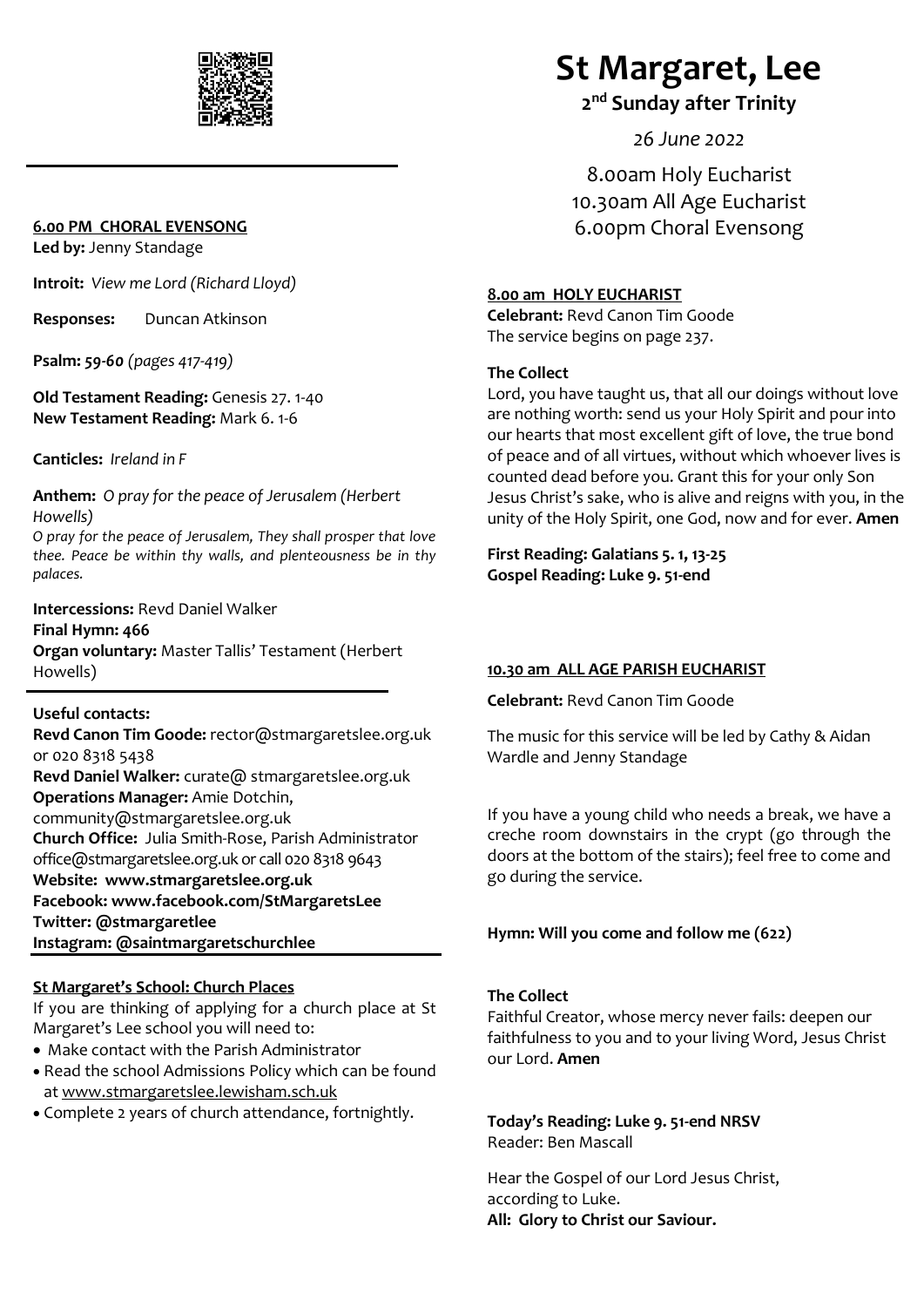# St Margaret, Lee

**2nd Sunday after Trinity**

*26 June 2022*

8.00am Holy Eucharist
10.30am All Age Eucharist
6.00pm Choral Evensong

**8.00 am HOLY EUCHARIST**

**Celebrant:** Revd Canon Tim Goode
The service begins on page 237.

**The Collect**

Lord, you have taught us, that all our doings without love are nothing worth: send us your Holy Spirit and pour into our hearts that most excellent gift of love, the true bond of peace and of all virtues, without which whoever lives is counted dead before you. Grant this for your only Son Jesus Christ's sake, who is alive and reigns with you, in the unity of the Holy Spirit, one God, now and for ever. **Amen**

**First Reading: Galatians 5. 1, 13-25**
**Gospel Reading: Luke 9. 51-end**

**10.30 am ALL AGE PARISH EUCHARIST**

**Celebrant:** Revd Canon Tim Goode

The music for this service will be led by Cathy & Aidan Wardle and Jenny Standage

If you have a young child who needs a break, we have a creche room downstairs in the crypt (go through the doors at the bottom of the stairs); feel free to come and go during the service.

**Hymn: Will you come and follow me (622)**

**The Collect**

Faithful Creator, whose mercy never fails: deepen our faithfulness to you and to your living Word, Jesus Christ our Lord. **Amen**

**Today's Reading: Luke 9. 51-end NRSV**
Reader: Ben Mascall

Hear the Gospel of our Lord Jesus Christ,
according to Luke.
**All: Glory to Christ our Saviour.**

**6.00 PM CHORAL EVENSONG**

**Led by:** Jenny Standage

**Introit:** *View me Lord (Richard Lloyd)*

**Responses:** Duncan Atkinson

**Psalm: 59-60** *(pages 417-419)*

**Old Testament Reading:** Genesis 27. 1-40
**New Testament Reading:** Mark 6. 1-6

**Canticles:** *Ireland in F*

**Anthem:** *O pray for the peace of Jerusalem (Herbert Howells)*
*O pray for the peace of Jerusalem, They shall prosper that love thee. Peace be within thy walls, and plenteousness be in thy palaces.*

**Intercessions:** Revd Daniel Walker
**Final Hymn: 466**
**Organ voluntary:** Master Tallis' Testament (Herbert Howells)

**Useful contacts:**
**Revd Canon Tim Goode:** rector@stmargaretslee.org.uk or 020 8318 5438
**Revd Daniel Walker:** curate@ stmargaretslee.org.uk
**Operations Manager:** Amie Dotchin, community@stmargaretslee.org.uk
**Church Office:** Julia Smith-Rose, Parish Administrator office@stmargaretslee.org.uk or call 020 8318 9643
**Website: www.stmargaretslee.org.uk**
**Facebook: www.facebook.com/StMargaretsLee**
**Twitter: @stmargaretlee**
**Instagram: @saintmargaretschurchlee**

**St Margaret's School: Church Places**

If you are thinking of applying for a church place at St Margaret's Lee school you will need to:

- Make contact with the Parish Administrator
- Read the school Admissions Policy which can be found at www.stmargaretslee.lewisham.sch.uk
- Complete 2 years of church attendance, fortnightly.